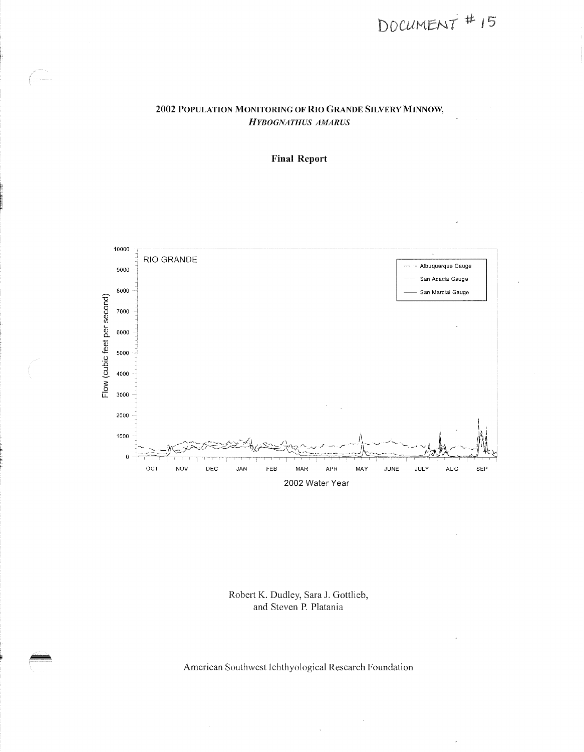DOCUMENT #15

# 2002 Population Monitoring of Rio Grande Silvery Minnow, *Hybognathus amarus*

## Final Report

Robert K. Dudley, Sara J. Gottlieb, and Steven P. Platania

American Southwest Ichthyological Research Foundation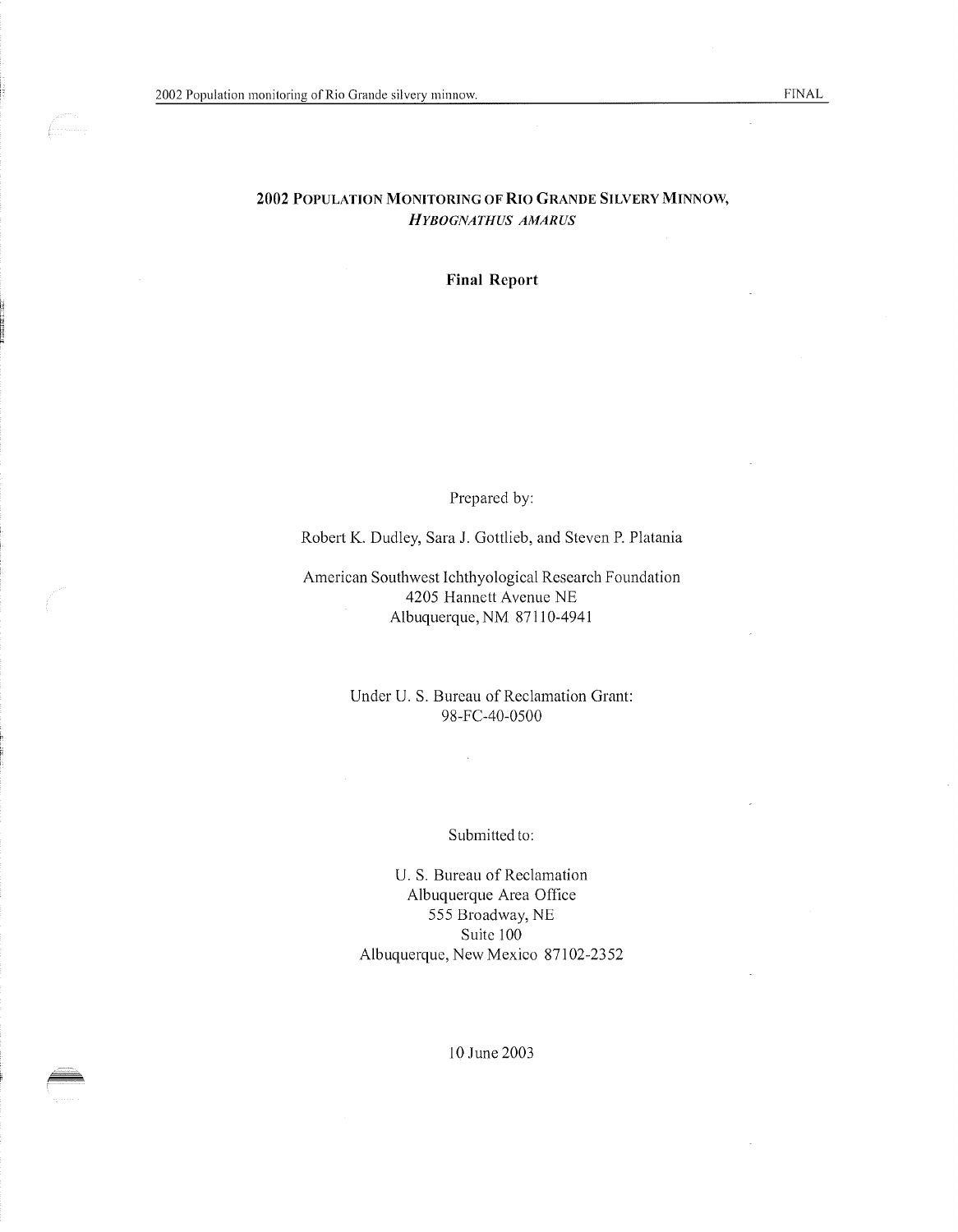# 2002 Population Monitoring of Rio Grande Silvery Minnow, *Hybognathus amarus*

**Final Report**

Prepared by:

Robert K. Dudley, Sara J. Gottlieb, and Steven P. Platania

American Southwest Ichthyological Research Foundation
4205 Hannett Avenue NE
Albuquerque, NM 87110-4941

Under U. S. Bureau of Reclamation Grant:
98-FC-40-0500

Submitted to:

U. S. Bureau of Reclamation
Albuquerque Area Office
555 Broadway, NE
Suite 100
Albuquerque, New Mexico 87102-2352

10 June 2003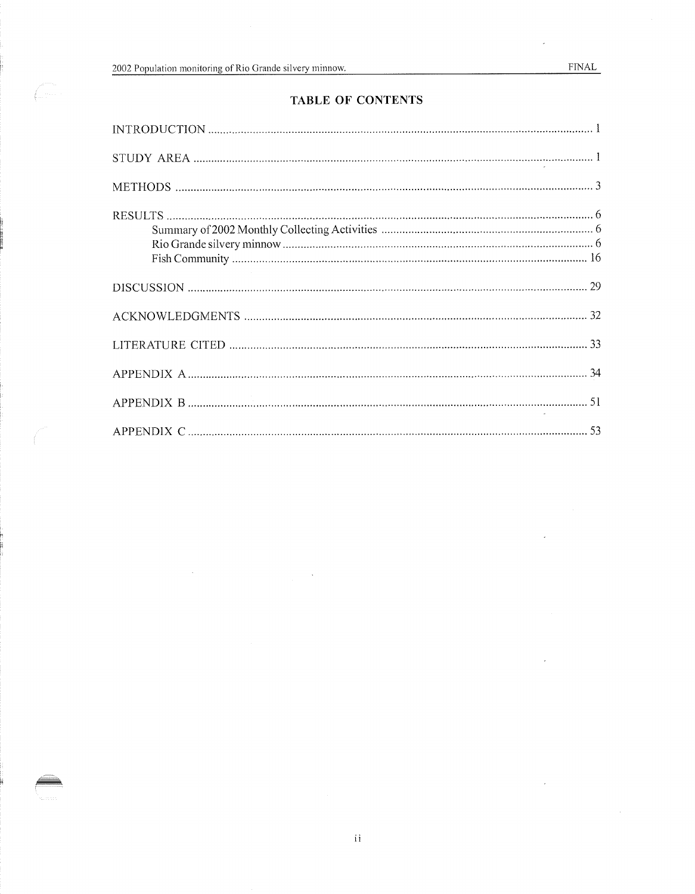## TABLE OF CONTENTS

INTRODUCTION ..... 1

STUDY AREA ..... 1

METHODS ..... 3

RESULTS ..... 6
- Summary of 2002 Monthly Collecting Activities ..... 6
- Rio Grande silvery minnow ..... 6
- Fish Community ..... 16

DISCUSSION ..... 29

ACKNOWLEDGMENTS ..... 32

LITERATURE CITED ..... 33

APPENDIX A ..... 34

APPENDIX B ..... 51

APPENDIX C ..... 53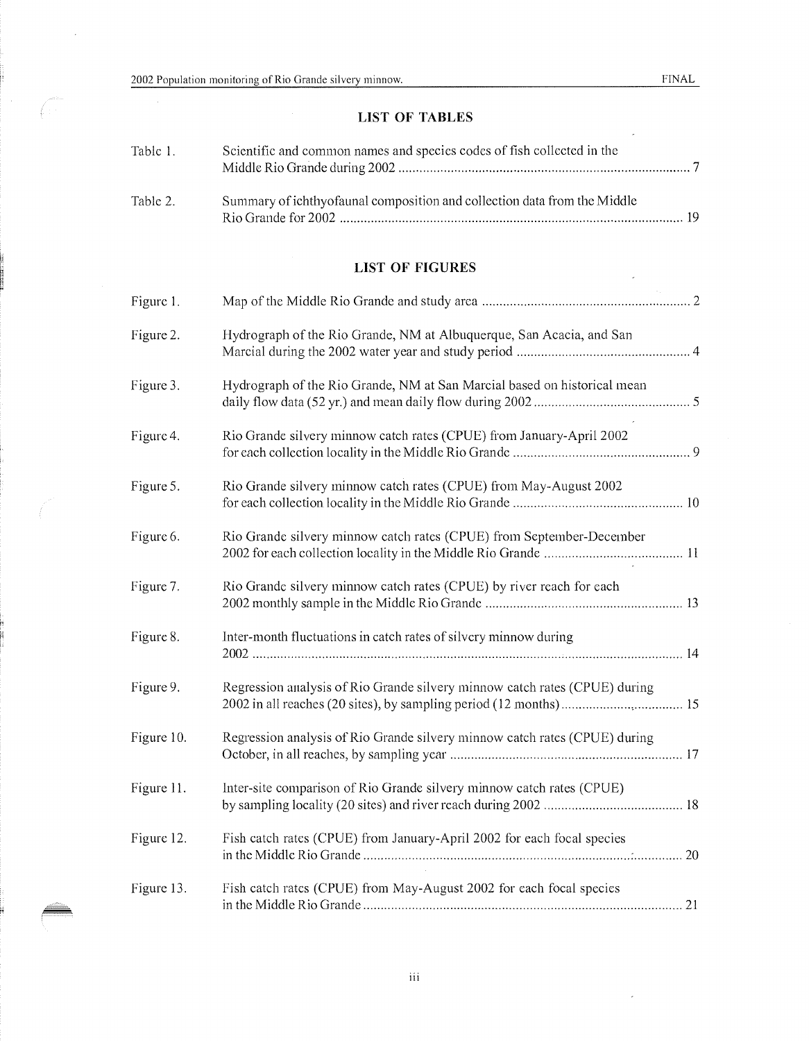## LIST OF TABLES

| | | |
|---|---|---|
| Table 1. | Scientific and common names and species codes of fish collected in the Middle Rio Grande during 2002 | 7 |
| Table 2. | Summary of ichthyofaunal composition and collection data from the Middle Rio Grande for 2002 | 19 |

## LIST OF FIGURES

| | | |
|---|---|---|
| Figure 1. | Map of the Middle Rio Grande and study area | 2 |
| Figure 2. | Hydrograph of the Rio Grande, NM at Albuquerque, San Acacia, and San Marcial during the 2002 water year and study period | 4 |
| Figure 3. | Hydrograph of the Rio Grande, NM at San Marcial based on historical mean daily flow data (52 yr.) and mean daily flow during 2002 | 5 |
| Figure 4. | Rio Grande silvery minnow catch rates (CPUE) from January-April 2002 for each collection locality in the Middle Rio Grande | 9 |
| Figure 5. | Rio Grande silvery minnow catch rates (CPUE) from May-August 2002 for each collection locality in the Middle Rio Grande | 10 |
| Figure 6. | Rio Grande silvery minnow catch rates (CPUE) from September-December 2002 for each collection locality in the Middle Rio Grande | 11 |
| Figure 7. | Rio Grande silvery minnow catch rates (CPUE) by river reach for each 2002 monthly sample in the Middle Rio Grande | 13 |
| Figure 8. | Inter-month fluctuations in catch rates of silvery minnow during 2002 | 14 |
| Figure 9. | Regression analysis of Rio Grande silvery minnow catch rates (CPUE) during 2002 in all reaches (20 sites), by sampling period (12 months) | 15 |
| Figure 10. | Regression analysis of Rio Grande silvery minnow catch rates (CPUE) during October, in all reaches, by sampling year | 17 |
| Figure 11. | Inter-site comparison of Rio Grande silvery minnow catch rates (CPUE) by sampling locality (20 sites) and river reach during 2002 | 18 |
| Figure 12. | Fish catch rates (CPUE) from January-April 2002 for each focal species in the Middle Rio Grande | 20 |
| Figure 13. | Fish catch rates (CPUE) from May-August 2002 for each focal species in the Middle Rio Grande | 21 |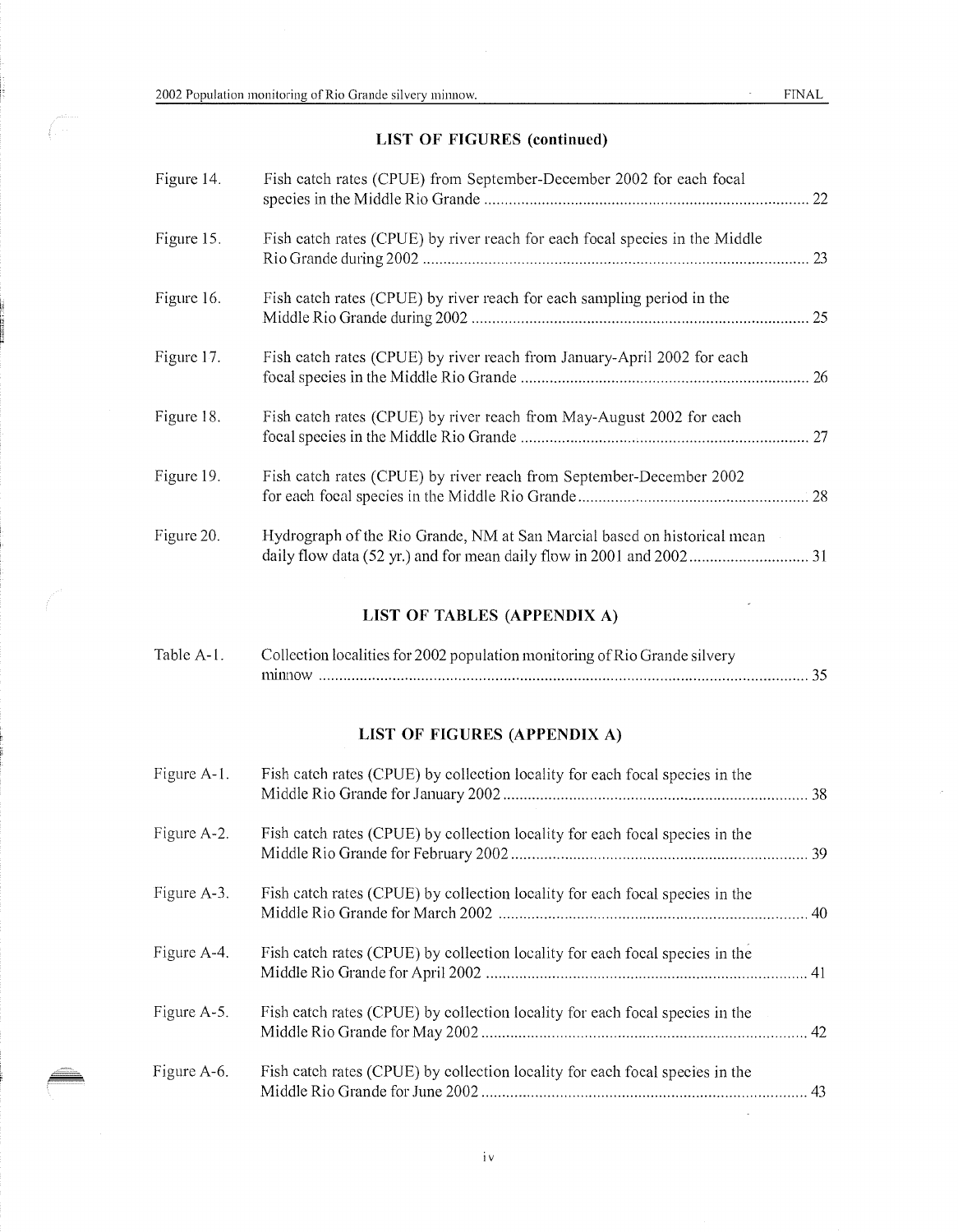## LIST OF FIGURES (continued)

| | | |
|---|---|---|
| Figure 14. | Fish catch rates (CPUE) from September-December 2002 for each focal species in the Middle Rio Grande | 22 |
| Figure 15. | Fish catch rates (CPUE) by river reach for each focal species in the Middle Rio Grande during 2002 | 23 |
| Figure 16. | Fish catch rates (CPUE) by river reach for each sampling period in the Middle Rio Grande during 2002 | 25 |
| Figure 17. | Fish catch rates (CPUE) by river reach from January-April 2002 for each focal species in the Middle Rio Grande | 26 |
| Figure 18. | Fish catch rates (CPUE) by river reach from May-August 2002 for each focal species in the Middle Rio Grande | 27 |
| Figure 19. | Fish catch rates (CPUE) by river reach from September-December 2002 for each focal species in the Middle Rio Grande | 28 |
| Figure 20. | Hydrograph of the Rio Grande, NM at San Marcial based on historical mean daily flow data (52 yr.) and for mean daily flow in 2001 and 2002 | 31 |

## LIST OF TABLES (APPENDIX A)

| | | |
|---|---|---|
| Table A-1. | Collection localities for 2002 population monitoring of Rio Grande silvery minnow | 35 |

## LIST OF FIGURES (APPENDIX A)

| | | |
|---|---|---|
| Figure A-1. | Fish catch rates (CPUE) by collection locality for each focal species in the Middle Rio Grande for January 2002 | 38 |
| Figure A-2. | Fish catch rates (CPUE) by collection locality for each focal species in the Middle Rio Grande for February 2002 | 39 |
| Figure A-3. | Fish catch rates (CPUE) by collection locality for each focal species in the Middle Rio Grande for March 2002 | 40 |
| Figure A-4. | Fish catch rates (CPUE) by collection locality for each focal species in the Middle Rio Grande for April 2002 | 41 |
| Figure A-5. | Fish catch rates (CPUE) by collection locality for each focal species in the Middle Rio Grande for May 2002 | 42 |
| Figure A-6. | Fish catch rates (CPUE) by collection locality for each focal species in the Middle Rio Grande for June 2002 | 43 |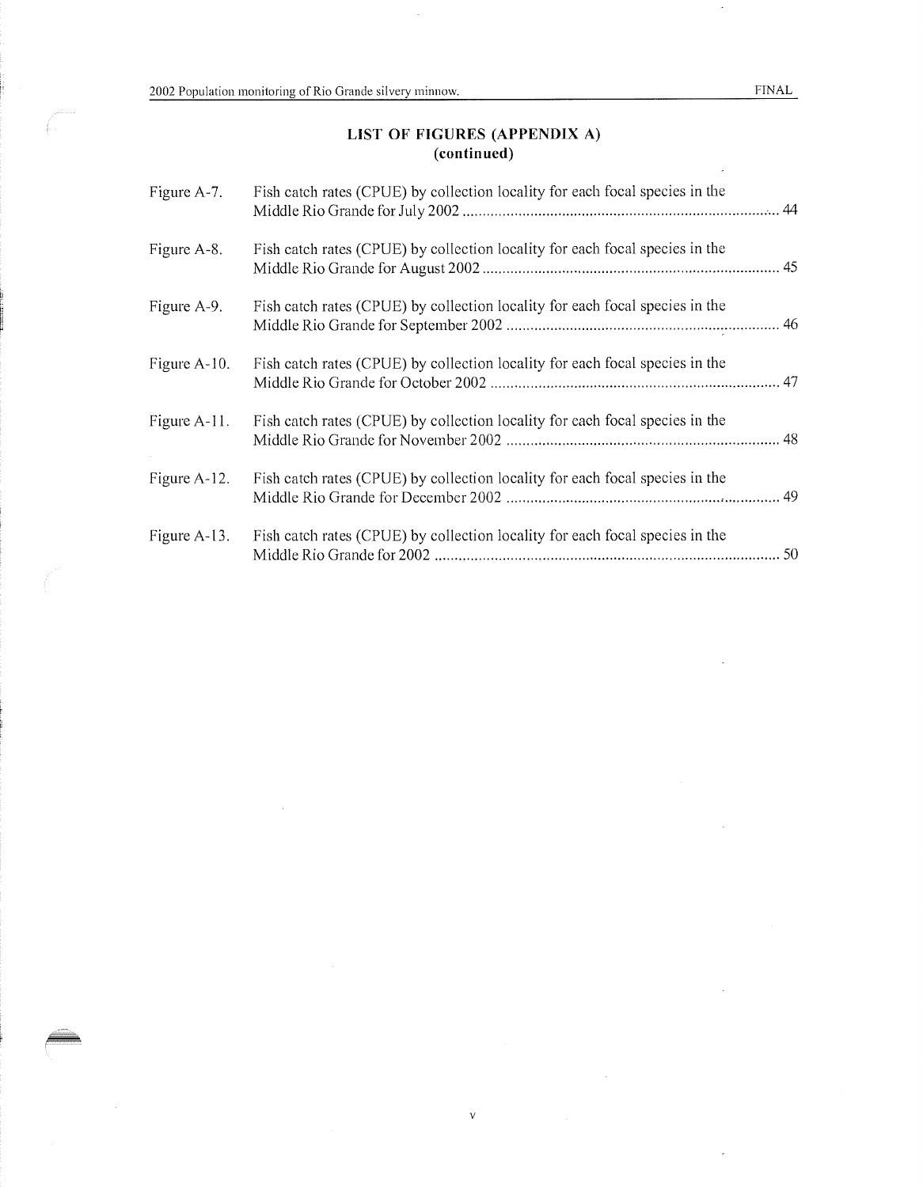## LIST OF FIGURES (APPENDIX A)
### (continued)

| | | |
|---|---|---|
| Figure A-7. | Fish catch rates (CPUE) by collection locality for each focal species in the Middle Rio Grande for July 2002 | 44 |
| Figure A-8. | Fish catch rates (CPUE) by collection locality for each focal species in the Middle Rio Grande for August 2002 | 45 |
| Figure A-9. | Fish catch rates (CPUE) by collection locality for each focal species in the Middle Rio Grande for September 2002 | 46 |
| Figure A-10. | Fish catch rates (CPUE) by collection locality for each focal species in the Middle Rio Grande for October 2002 | 47 |
| Figure A-11. | Fish catch rates (CPUE) by collection locality for each focal species in the Middle Rio Grande for November 2002 | 48 |
| Figure A-12. | Fish catch rates (CPUE) by collection locality for each focal species in the Middle Rio Grande for December 2002 | 49 |
| Figure A-13. | Fish catch rates (CPUE) by collection locality for each focal species in the Middle Rio Grande for 2002 | 50 |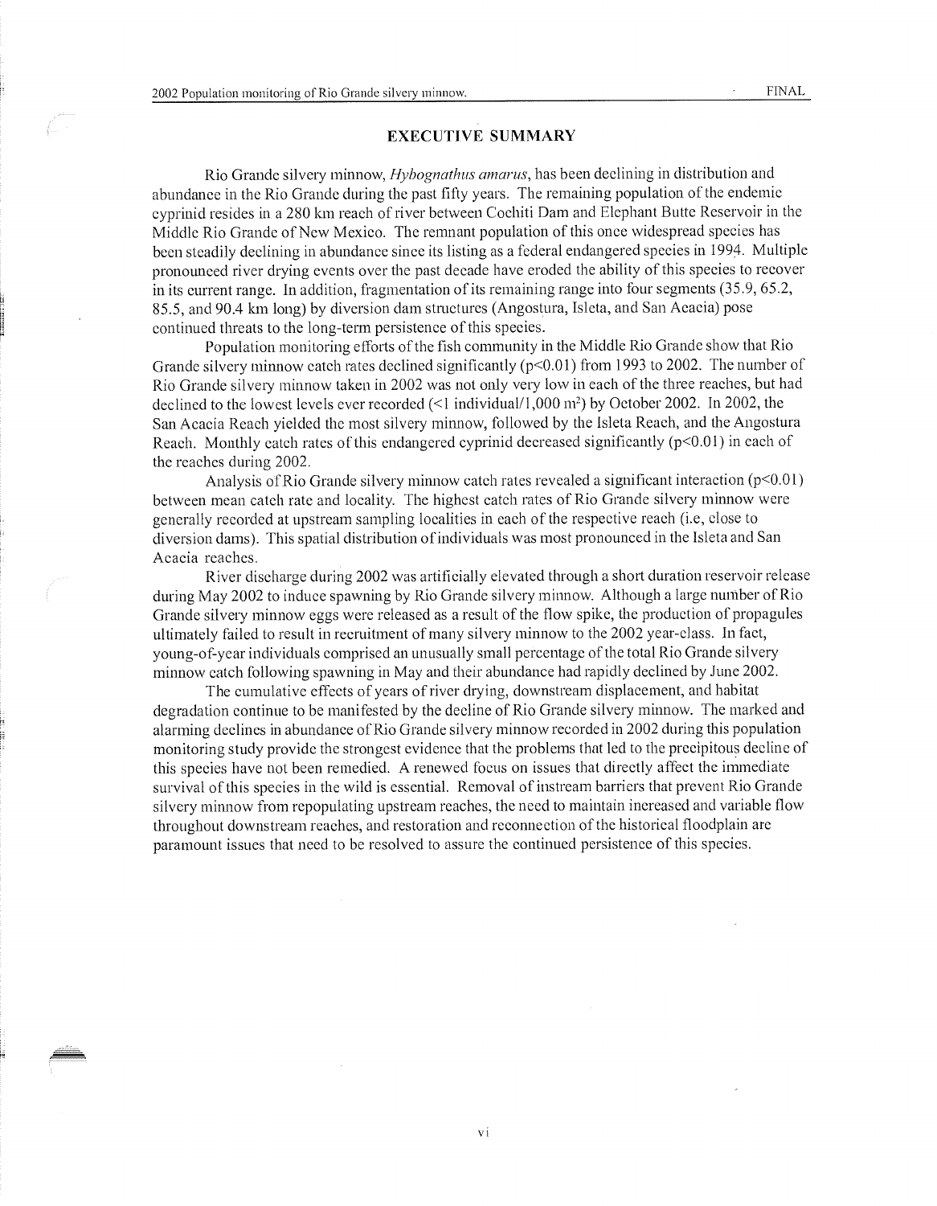## EXECUTIVE SUMMARY

Rio Grande silvery minnow, *Hybognathus amarus*, has been declining in distribution and abundance in the Rio Grande during the past fifty years. The remaining population of the endemic cyprinid resides in a 280 km reach of river between Cochiti Dam and Elephant Butte Reservoir in the Middle Rio Grande of New Mexico. The remnant population of this once widespread species has been steadily declining in abundance since its listing as a federal endangered species in 1994. Multiple pronounced river drying events over the past decade have eroded the ability of this species to recover in its current range. In addition, fragmentation of its remaining range into four segments (35.9, 65.2, 85.5, and 90.4 km long) by diversion dam structures (Angostura, Isleta, and San Acacia) pose continued threats to the long-term persistence of this species.

Population monitoring efforts of the fish community in the Middle Rio Grande show that Rio Grande silvery minnow catch rates declined significantly ($p<0.01$) from 1993 to 2002. The number of Rio Grande silvery minnow taken in 2002 was not only very low in each of the three reaches, but had declined to the lowest levels ever recorded (<1 individual/1,000 $m^2$) by October 2002. In 2002, the San Acacia Reach yielded the most silvery minnow, followed by the Isleta Reach, and the Angostura Reach. Monthly catch rates of this endangered cyprinid decreased significantly ($p<0.01$) in each of the reaches during 2002.

Analysis of Rio Grande silvery minnow catch rates revealed a significant interaction ($p<0.01$) between mean catch rate and locality. The highest catch rates of Rio Grande silvery minnow were generally recorded at upstream sampling localities in each of the respective reach (i.e, close to diversion dams). This spatial distribution of individuals was most pronounced in the Isleta and San Acacia reaches.

River discharge during 2002 was artificially elevated through a short duration reservoir release during May 2002 to induce spawning by Rio Grande silvery minnow. Although a large number of Rio Grande silvery minnow eggs were released as a result of the flow spike, the production of propagules ultimately failed to result in recruitment of many silvery minnow to the 2002 year-class. In fact, young-of-year individuals comprised an unusually small percentage of the total Rio Grande silvery minnow catch following spawning in May and their abundance had rapidly declined by June 2002.

The cumulative effects of years of river drying, downstream displacement, and habitat degradation continue to be manifested by the decline of Rio Grande silvery minnow. The marked and alarming declines in abundance of Rio Grande silvery minnow recorded in 2002 during this population monitoring study provide the strongest evidence that the problems that led to the precipitous decline of this species have not been remedied. A renewed focus on issues that directly affect the immediate survival of this species in the wild is essential. Removal of instream barriers that prevent Rio Grande silvery minnow from repopulating upstream reaches, the need to maintain increased and variable flow throughout downstream reaches, and restoration and reconnection of the historical floodplain are paramount issues that need to be resolved to assure the continued persistence of this species.